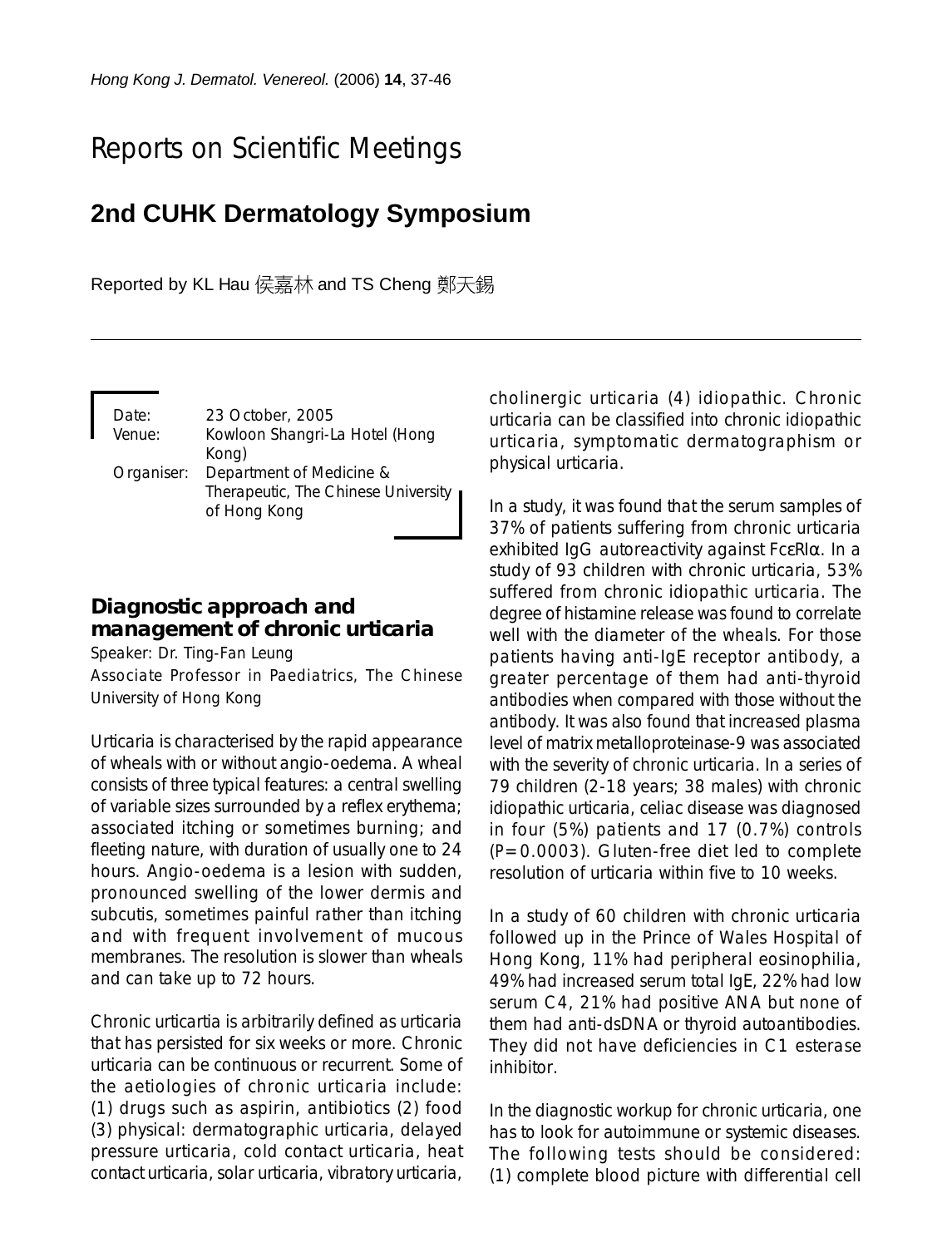# Reports on Scientific Meetings

## 2nd CUHK Dermatology Symposium

Reported by KL Hau 侯嘉林 and TS Cheng 鄭天錫

Date: 23 October, 2005
Venue: Kowloon Shangri-La Hotel (Hong Kong)
Organiser: Department of Medicine & Therapeutic, The Chinese University of Hong Kong

### Diagnostic approach and management of chronic urticaria

Speaker: Dr. Ting-Fan Leung
Associate Professor in Paediatrics, The Chinese University of Hong Kong

Urticaria is characterised by the rapid appearance of wheals with or without angio-oedema. A wheal consists of three typical features: a central swelling of variable sizes surrounded by a reflex erythema; associated itching or sometimes burning; and fleeting nature, with duration of usually one to 24 hours. Angio-oedema is a lesion with sudden, pronounced swelling of the lower dermis and subcutis, sometimes painful rather than itching and with frequent involvement of mucous membranes. The resolution is slower than wheals and can take up to 72 hours.

Chronic urticartia is arbitrarily defined as urticaria that has persisted for six weeks or more. Chronic urticaria can be continuous or recurrent. Some of the aetiologies of chronic urticaria include: (1) drugs such as aspirin, antibiotics (2) food (3) physical: dermatographic urticaria, delayed pressure urticaria, cold contact urticaria, heat contact urticaria, solar urticaria, vibratory urticaria, cholinergic urticaria (4) idiopathic. Chronic urticaria can be classified into chronic idiopathic urticaria, symptomatic dermatographism or physical urticaria.

In a study, it was found that the serum samples of 37% of patients suffering from chronic urticaria exhibited IgG autoreactivity against FcεRIα. In a study of 93 children with chronic urticaria, 53% suffered from chronic idiopathic urticaria. The degree of histamine release was found to correlate well with the diameter of the wheals. For those patients having anti-IgE receptor antibody, a greater percentage of them had anti-thyroid antibodies when compared with those without the antibody. It was also found that increased plasma level of matrix metalloproteinase-9 was associated with the severity of chronic urticaria. In a series of 79 children (2-18 years; 38 males) with chronic idiopathic urticaria, celiac disease was diagnosed in four (5%) patients and 17 (0.7%) controls ($P=0.0003$). Gluten-free diet led to complete resolution of urticaria within five to 10 weeks.

In a study of 60 children with chronic urticaria followed up in the Prince of Wales Hospital of Hong Kong, 11% had peripheral eosinophilia, 49% had increased serum total IgE, 22% had low serum C4, 21% had positive ANA but none of them had anti-dsDNA or thyroid autoantibodies. They did not have deficiencies in C1 esterase inhibitor.

In the diagnostic workup for chronic urticaria, one has to look for autoimmune or systemic diseases. The following tests should be considered: (1) complete blood picture with differential cell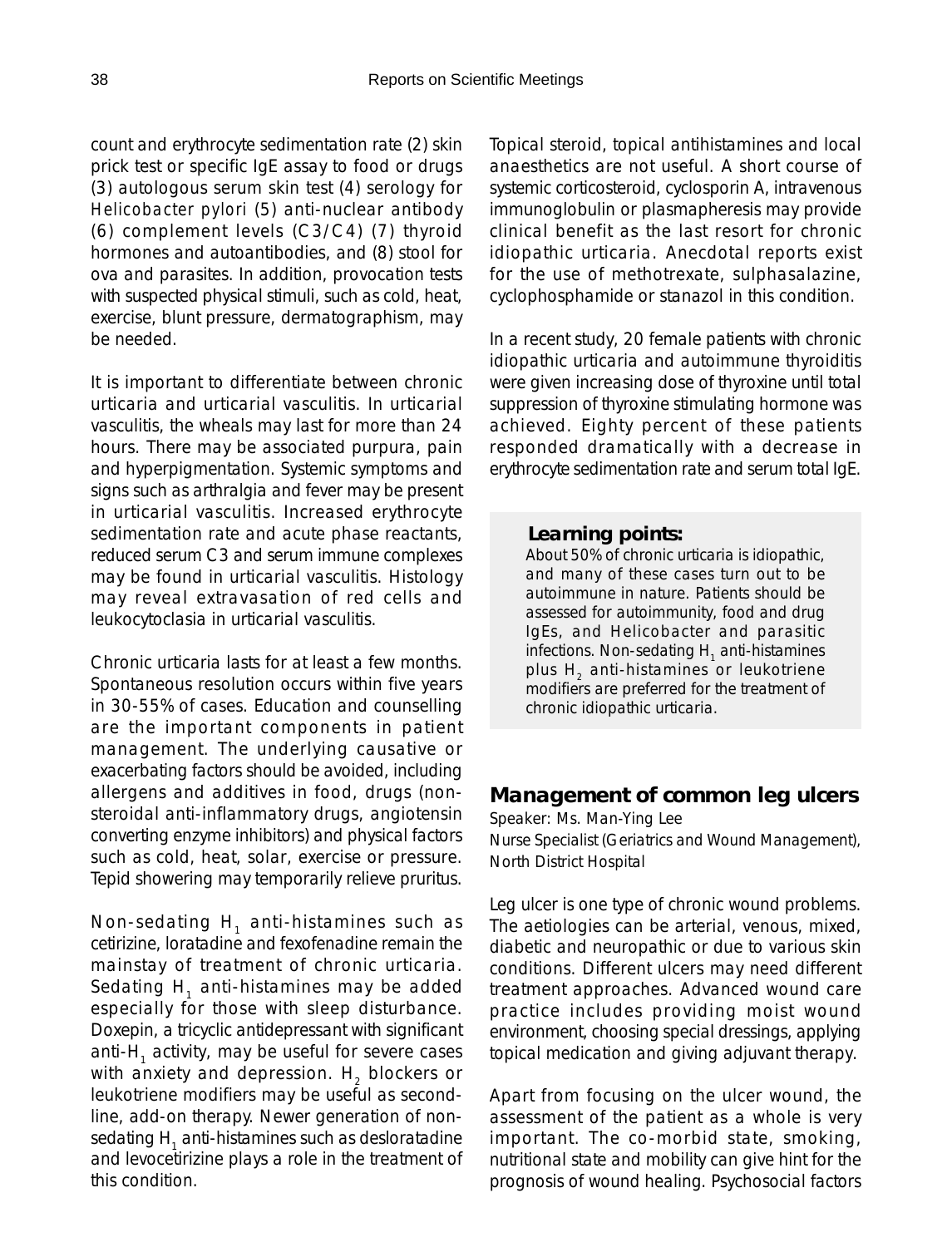count and erythrocyte sedimentation rate (2) skin prick test or specific IgE assay to food or drugs (3) autologous serum skin test (4) serology for *Helicobacter pylori* (5) anti-nuclear antibody (6) complement levels (C3/C4) (7) thyroid hormones and autoantibodies, and (8) stool for ova and parasites. In addition, provocation tests with suspected physical stimuli, such as cold, heat, exercise, blunt pressure, dermatographism, may be needed.

It is important to differentiate between chronic urticaria and urticarial vasculitis. In urticarial vasculitis, the wheals may last for more than 24 hours. There may be associated purpura, pain and hyperpigmentation. Systemic symptoms and signs such as arthralgia and fever may be present in urticarial vasculitis. Increased erythrocyte sedimentation rate and acute phase reactants, reduced serum C3 and serum immune complexes may be found in urticarial vasculitis. Histology may reveal extravasation of red cells and leukocytoclasia in urticarial vasculitis.

Chronic urticaria lasts for at least a few months. Spontaneous resolution occurs within five years in 30-55% of cases. Education and counselling are the important components in patient management. The underlying causative or exacerbating factors should be avoided, including allergens and additives in food, drugs (non-steroidal anti-inflammatory drugs, angiotensin converting enzyme inhibitors) and physical factors such as cold, heat, solar, exercise or pressure. Tepid showering may temporarily relieve pruritus.

Non-sedating $H_1$ anti-histamines such as cetirizine, loratadine and fexofenadine remain the mainstay of treatment of chronic urticaria. Sedating $H_1$ anti-histamines may be added especially for those with sleep disturbance. Doxepin, a tricyclic antidepressant with significant anti-$H_1$ activity, may be useful for severe cases with anxiety and depression. $H_2$ blockers or leukotriene modifiers may be useful as second-line, add-on therapy. Newer generation of non-sedating $H_1$ anti-histamines such as desloratadine and levocetirizine plays a role in the treatment of this condition.

Topical steroid, topical antihistamines and local anaesthetics are not useful. A short course of systemic corticosteroid, cyclosporin A, intravenous immunoglobulin or plasmapheresis may provide clinical benefit as the last resort for chronic idiopathic urticaria. Anecdotal reports exist for the use of methotrexate, sulphasalazine, cyclophosphamide or stanazol in this condition.

In a recent study, 20 female patients with chronic idiopathic urticaria and autoimmune thyroiditis were given increasing dose of thyroxine until total suppression of thyroxine stimulating hormone was achieved. Eighty percent of these patients responded dramatically with a decrease in erythrocyte sedimentation rate and serum total IgE.

**Learning points:**

About 50% of chronic urticaria is idiopathic, and many of these cases turn out to be autoimmune in nature. Patients should be assessed for autoimmunity, food and drug IgEs, and Helicobacter and parasitic infections. Non-sedating $H_1$ anti-histamines plus $H_2$ anti-histamines or leukotriene modifiers are preferred for the treatment of chronic idiopathic urticaria.

## Management of common leg ulcers

Speaker: Ms. Man-Ying Lee

Nurse Specialist (Geriatrics and Wound Management), North District Hospital

Leg ulcer is one type of chronic wound problems. The aetiologies can be arterial, venous, mixed, diabetic and neuropathic or due to various skin conditions. Different ulcers may need different treatment approaches. Advanced wound care practice includes providing moist wound environment, choosing special dressings, applying topical medication and giving adjuvant therapy.

Apart from focusing on the ulcer wound, the assessment of the patient as a whole is very important. The co-morbid state, smoking, nutritional state and mobility can give hint for the prognosis of wound healing. Psychosocial factors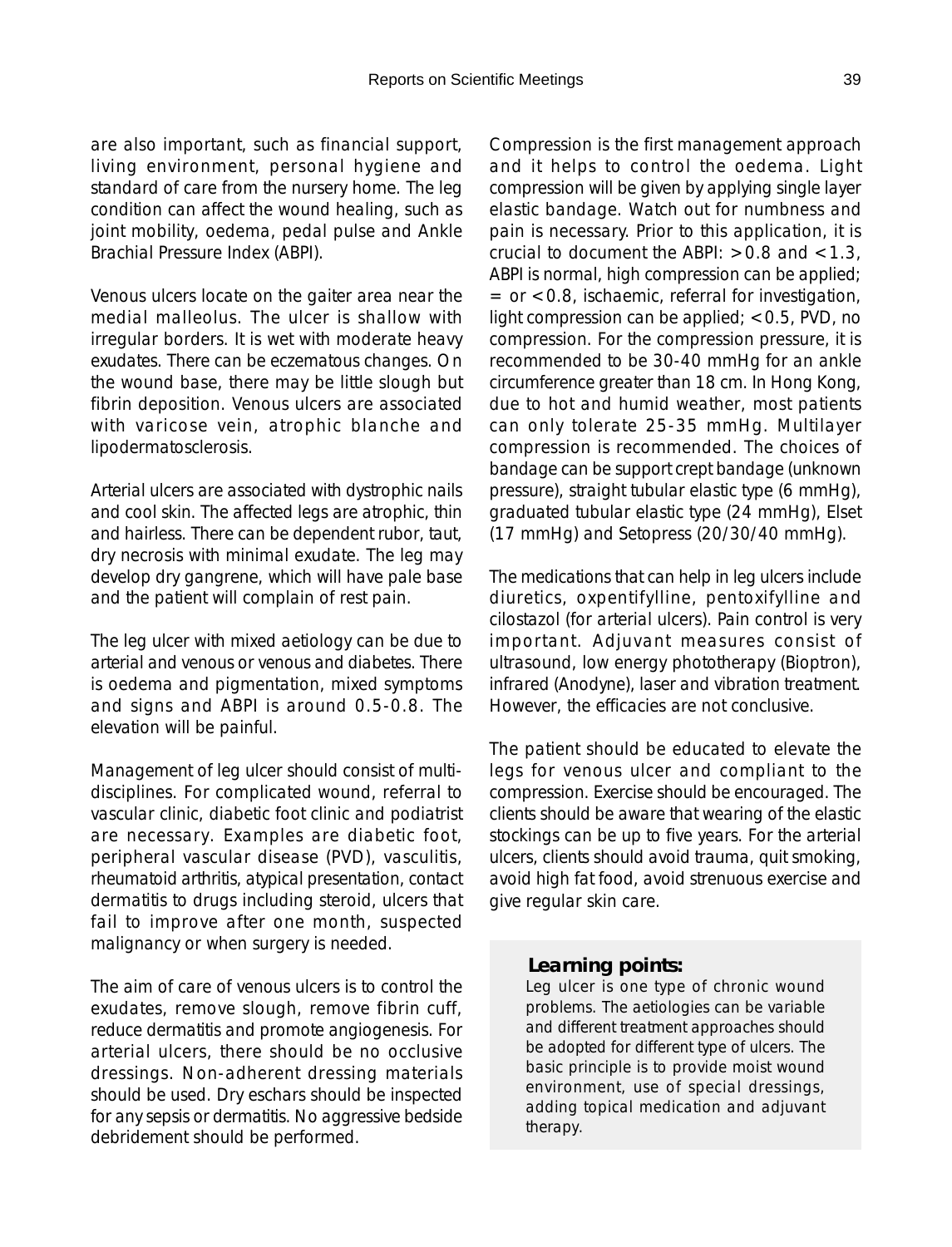are also important, such as financial support, living environment, personal hygiene and standard of care from the nursery home. The leg condition can affect the wound healing, such as joint mobility, oedema, pedal pulse and Ankle Brachial Pressure Index (ABPI).

Venous ulcers locate on the gaiter area near the medial malleolus. The ulcer is shallow with irregular borders. It is wet with moderate heavy exudates. There can be eczematous changes. On the wound base, there may be little slough but fibrin deposition. Venous ulcers are associated with varicose vein, atrophic blanche and lipodermatosclerosis.

Arterial ulcers are associated with dystrophic nails and cool skin. The affected legs are atrophic, thin and hairless. There can be dependent rubor, taut, dry necrosis with minimal exudate. The leg may develop dry gangrene, which will have pale base and the patient will complain of rest pain.

The leg ulcer with mixed aetiology can be due to arterial and venous or venous and diabetes. There is oedema and pigmentation, mixed symptoms and signs and ABPI is around 0.5-0.8. The elevation will be painful.

Management of leg ulcer should consist of multi-disciplines. For complicated wound, referral to vascular clinic, diabetic foot clinic and podiatrist are necessary. Examples are diabetic foot, peripheral vascular disease (PVD), vasculitis, rheumatoid arthritis, atypical presentation, contact dermatitis to drugs including steroid, ulcers that fail to improve after one month, suspected malignancy or when surgery is needed.

The aim of care of venous ulcers is to control the exudates, remove slough, remove fibrin cuff, reduce dermatitis and promote angiogenesis. For arterial ulcers, there should be no occlusive dressings. Non-adherent dressing materials should be used. Dry eschars should be inspected for any sepsis or dermatitis. No aggressive bedside debridement should be performed.

Compression is the first management approach and it helps to control the oedema. Light compression will be given by applying single layer elastic bandage. Watch out for numbness and pain is necessary. Prior to this application, it is crucial to document the ABPI: >0.8 and <1.3, ABPI is normal, high compression can be applied; = or <0.8, ischaemic, referral for investigation, light compression can be applied; <0.5, PVD, no compression. For the compression pressure, it is recommended to be 30-40 mmHg for an ankle circumference greater than 18 cm. In Hong Kong, due to hot and humid weather, most patients can only tolerate 25-35 mmHg. Multilayer compression is recommended. The choices of bandage can be support crept bandage (unknown pressure), straight tubular elastic type (6 mmHg), graduated tubular elastic type (24 mmHg), Elset (17 mmHg) and Setopress (20/30/40 mmHg).

The medications that can help in leg ulcers include diuretics, oxpentifylline, pentoxifylline and cilostazol (for arterial ulcers). Pain control is very important. Adjuvant measures consist of ultrasound, low energy phototherapy (Bioptron), infrared (Anodyne), laser and vibration treatment. However, the efficacies are not conclusive.

The patient should be educated to elevate the legs for venous ulcer and compliant to the compression. Exercise should be encouraged. The clients should be aware that wearing of the elastic stockings can be up to five years. For the arterial ulcers, clients should avoid trauma, quit smoking, avoid high fat food, avoid strenuous exercise and give regular skin care.

**Learning points:**

Leg ulcer is one type of chronic wound problems. The aetiologies can be variable and different treatment approaches should be adopted for different type of ulcers. The basic principle is to provide moist wound environment, use of special dressings, adding topical medication and adjuvant therapy.